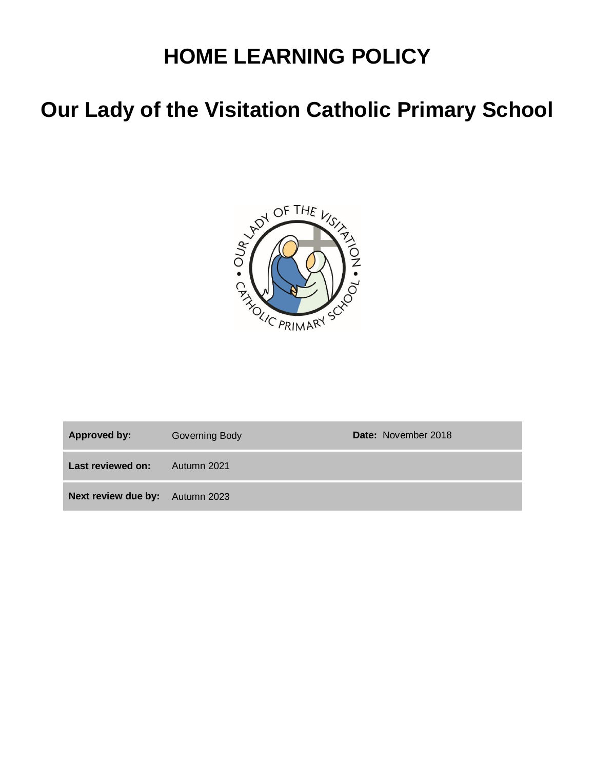# HOME LEARNING POLICY

# Our Lady of the Visitation Catholic Primary School

| **Approved by:** | Governing Body | **Date:** November 2018 |
|---|---|---|
| **Last reviewed on:** | Autumn 2021 | |
| **Next review due by:** | Autumn 2023 | |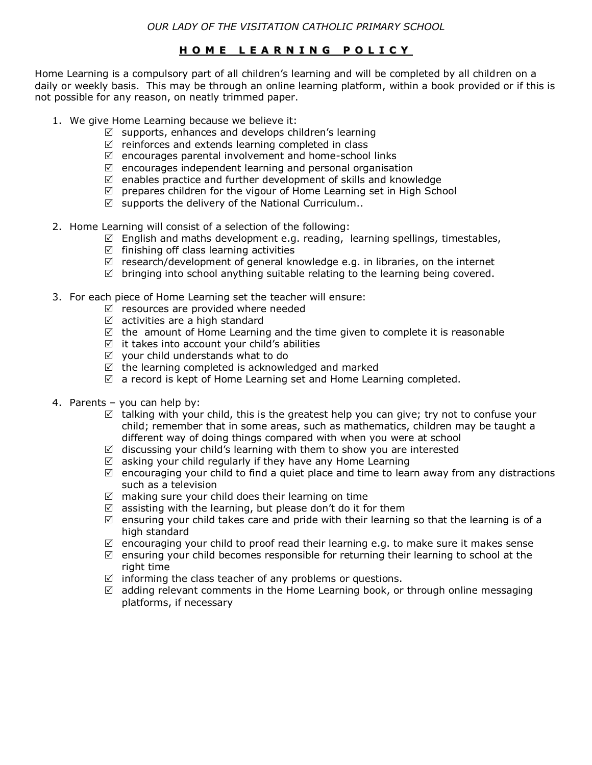*OUR LADY OF THE VISITATION CATHOLIC PRIMARY SCHOOL*

# **HOME LEARNING POLICY**

Home Learning is a compulsory part of all children's learning and will be completed by all children on a daily or weekly basis. This may be through an online learning platform, within a book provided or if this is not possible for any reason, on neatly trimmed paper.

1. We give Home Learning because we believe it:
   - ☑ supports, enhances and develops children's learning
   - ☑ reinforces and extends learning completed in class
   - ☑ encourages parental involvement and home-school links
   - ☑ encourages independent learning and personal organisation
   - ☑ enables practice and further development of skills and knowledge
   - ☑ prepares children for the vigour of Home Learning set in High School
   - ☑ supports the delivery of the National Curriculum..

2. Home Learning will consist of a selection of the following:
   - ☑ English and maths development e.g. reading, learning spellings, timestables,
   - ☑ finishing off class learning activities
   - ☑ research/development of general knowledge e.g. in libraries, on the internet
   - ☑ bringing into school anything suitable relating to the learning being covered.

3. For each piece of Home Learning set the teacher will ensure:
   - ☑ resources are provided where needed
   - ☑ activities are a high standard
   - ☑ the amount of Home Learning and the time given to complete it is reasonable
   - ☑ it takes into account your child's abilities
   - ☑ your child understands what to do
   - ☑ the learning completed is acknowledged and marked
   - ☑ a record is kept of Home Learning set and Home Learning completed.

4. Parents – you can help by:
   - ☑ talking with your child, this is the greatest help you can give; try not to confuse your child; remember that in some areas, such as mathematics, children may be taught a different way of doing things compared with when you were at school
   - ☑ discussing your child's learning with them to show you are interested
   - ☑ asking your child regularly if they have any Home Learning
   - ☑ encouraging your child to find a quiet place and time to learn away from any distractions such as a television
   - ☑ making sure your child does their learning on time
   - ☑ assisting with the learning, but please don't do it for them
   - ☑ ensuring your child takes care and pride with their learning so that the learning is of a high standard
   - ☑ encouraging your child to proof read their learning e.g. to make sure it makes sense
   - ☑ ensuring your child becomes responsible for returning their learning to school at the right time
   - ☑ informing the class teacher of any problems or questions.
   - ☑ adding relevant comments in the Home Learning book, or through online messaging platforms, if necessary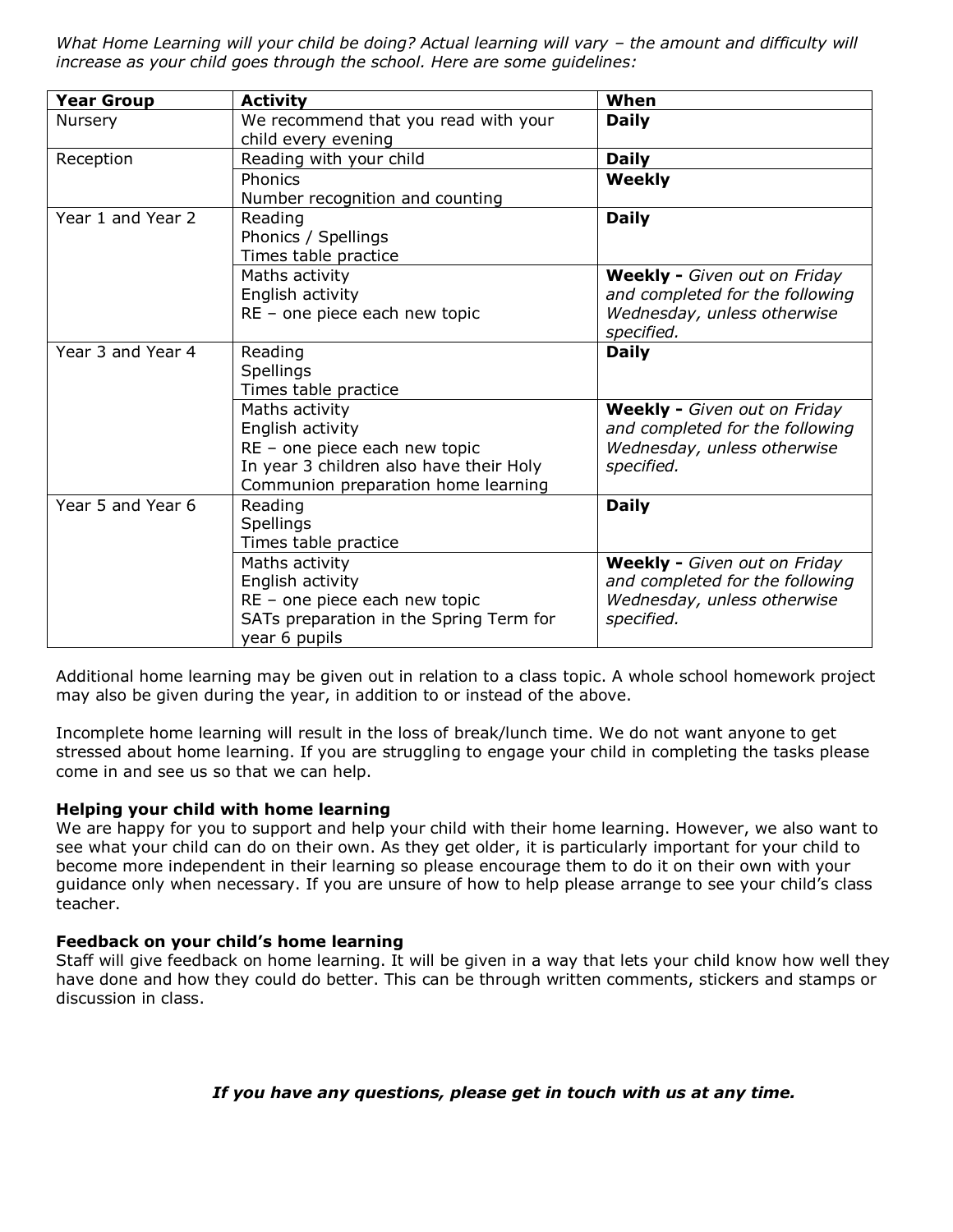*What Home Learning will your child be doing? Actual learning will vary – the amount and difficulty will increase as your child goes through the school. Here are some guidelines:*

| Year Group | Activity | When |
|---|---|---|
| Nursery | We recommend that you read with your child every evening | **Daily** |
| Reception | Reading with your child | **Daily** |
| | Phonics<br>Number recognition and counting | **Weekly** |
| Year 1 and Year 2 | Reading<br>Phonics / Spellings<br>Times table practice | **Daily** |
| | Maths activity<br>English activity<br>RE – one piece each new topic | **Weekly -** *Given out on Friday and completed for the following Wednesday, unless otherwise specified.* |
| Year 3 and Year 4 | Reading<br>Spellings<br>Times table practice | **Daily** |
| | Maths activity<br>English activity<br>RE – one piece each new topic<br>In year 3 children also have their Holy Communion preparation home learning | **Weekly -** *Given out on Friday and completed for the following Wednesday, unless otherwise specified.* |
| Year 5 and Year 6 | Reading<br>Spellings<br>Times table practice | **Daily** |
| | Maths activity<br>English activity<br>RE – one piece each new topic<br>SATs preparation in the Spring Term for year 6 pupils | **Weekly -** *Given out on Friday and completed for the following Wednesday, unless otherwise specified.* |

Additional home learning may be given out in relation to a class topic. A whole school homework project may also be given during the year, in addition to or instead of the above.

Incomplete home learning will result in the loss of break/lunch time. We do not want anyone to get stressed about home learning. If you are struggling to engage your child in completing the tasks please come in and see us so that we can help.

**Helping your child with home learning**

We are happy for you to support and help your child with their home learning. However, we also want to see what your child can do on their own. As they get older, it is particularly important for your child to become more independent in their learning so please encourage them to do it on their own with your guidance only when necessary. If you are unsure of how to help please arrange to see your child's class teacher.

**Feedback on your child's home learning**

Staff will give feedback on home learning. It will be given in a way that lets your child know how well they have done and how they could do better. This can be through written comments, stickers and stamps or discussion in class.

***If you have any questions, please get in touch with us at any time.***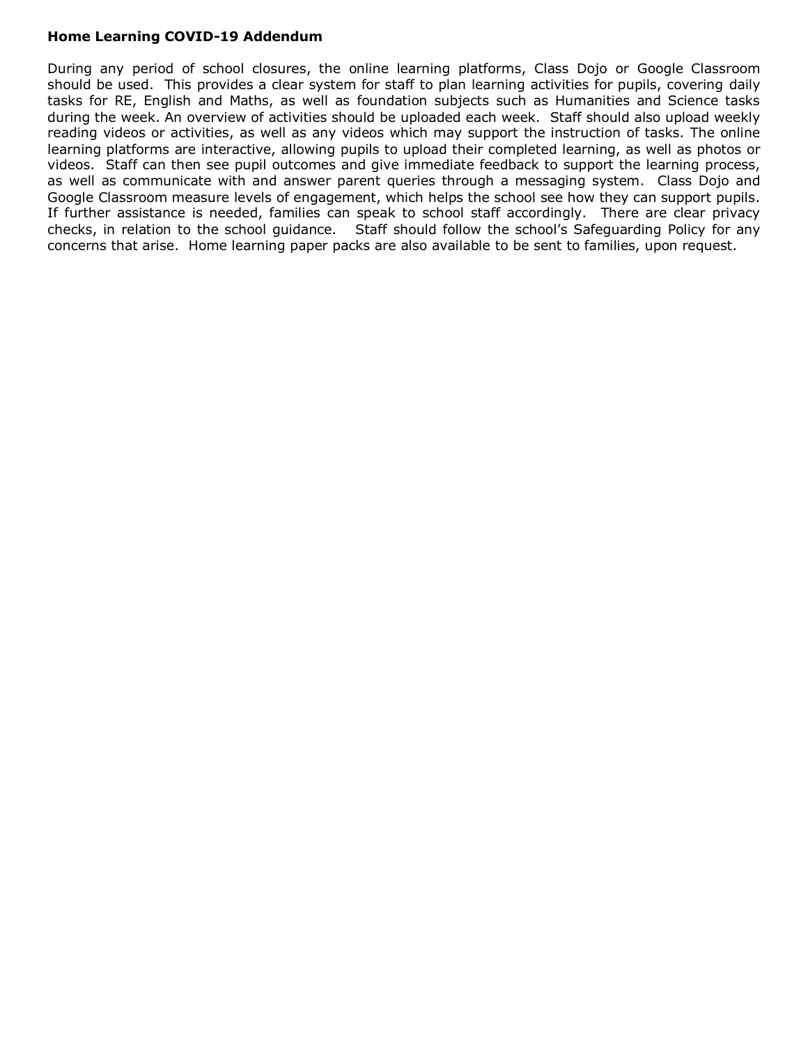**Home Learning COVID-19 Addendum**

During any period of school closures, the online learning platforms, Class Dojo or Google Classroom should be used. This provides a clear system for staff to plan learning activities for pupils, covering daily tasks for RE, English and Maths, as well as foundation subjects such as Humanities and Science tasks during the week. An overview of activities should be uploaded each week. Staff should also upload weekly reading videos or activities, as well as any videos which may support the instruction of tasks. The online learning platforms are interactive, allowing pupils to upload their completed learning, as well as photos or videos. Staff can then see pupil outcomes and give immediate feedback to support the learning process, as well as communicate with and answer parent queries through a messaging system. Class Dojo and Google Classroom measure levels of engagement, which helps the school see how they can support pupils. If further assistance is needed, families can speak to school staff accordingly. There are clear privacy checks, in relation to the school guidance. Staff should follow the school's Safeguarding Policy for any concerns that arise. Home learning paper packs are also available to be sent to families, upon request.